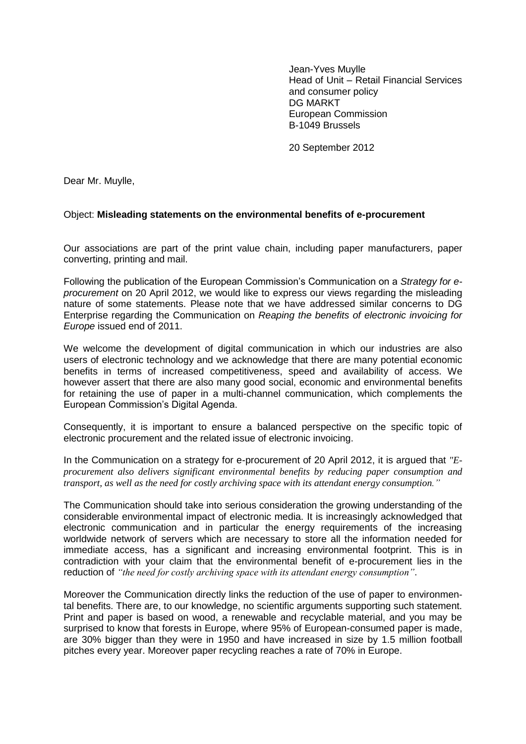Jean-Yves Muylle
Head of Unit – Retail Financial Services and consumer policy
DG MARKT
European Commission
B-1049 Brussels

20 September 2012

Dear Mr. Muylle,

Object: **Misleading statements on the environmental benefits of e-procurement**

Our associations are part of the print value chain, including paper manufacturers, paper converting, printing and mail.

Following the publication of the European Commission's Communication on a *Strategy for e-procurement* on 20 April 2012, we would like to express our views regarding the misleading nature of some statements. Please note that we have addressed similar concerns to DG Enterprise regarding the Communication on *Reaping the benefits of electronic invoicing for Europe* issued end of 2011.

We welcome the development of digital communication in which our industries are also users of electronic technology and we acknowledge that there are many potential economic benefits in terms of increased competitiveness, speed and availability of access. We however assert that there are also many good social, economic and environmental benefits for retaining the use of paper in a multi-channel communication, which complements the European Commission's Digital Agenda.

Consequently, it is important to ensure a balanced perspective on the specific topic of electronic procurement and the related issue of electronic invoicing.

In the Communication on a strategy for e-procurement of 20 April 2012, it is argued that *"E-procurement also delivers significant environmental benefits by reducing paper consumption and transport, as well as the need for costly archiving space with its attendant energy consumption."*

The Communication should take into serious consideration the growing understanding of the considerable environmental impact of electronic media. It is increasingly acknowledged that electronic communication and in particular the energy requirements of the increasing worldwide network of servers which are necessary to store all the information needed for immediate access, has a significant and increasing environmental footprint. This is in contradiction with your claim that the environmental benefit of e-procurement lies in the reduction of *"the need for costly archiving space with its attendant energy consumption"*.

Moreover the Communication directly links the reduction of the use of paper to environmental benefits. There are, to our knowledge, no scientific arguments supporting such statement. Print and paper is based on wood, a renewable and recyclable material, and you may be surprised to know that forests in Europe, where 95% of European-consumed paper is made, are 30% bigger than they were in 1950 and have increased in size by 1.5 million football pitches every year. Moreover paper recycling reaches a rate of 70% in Europe.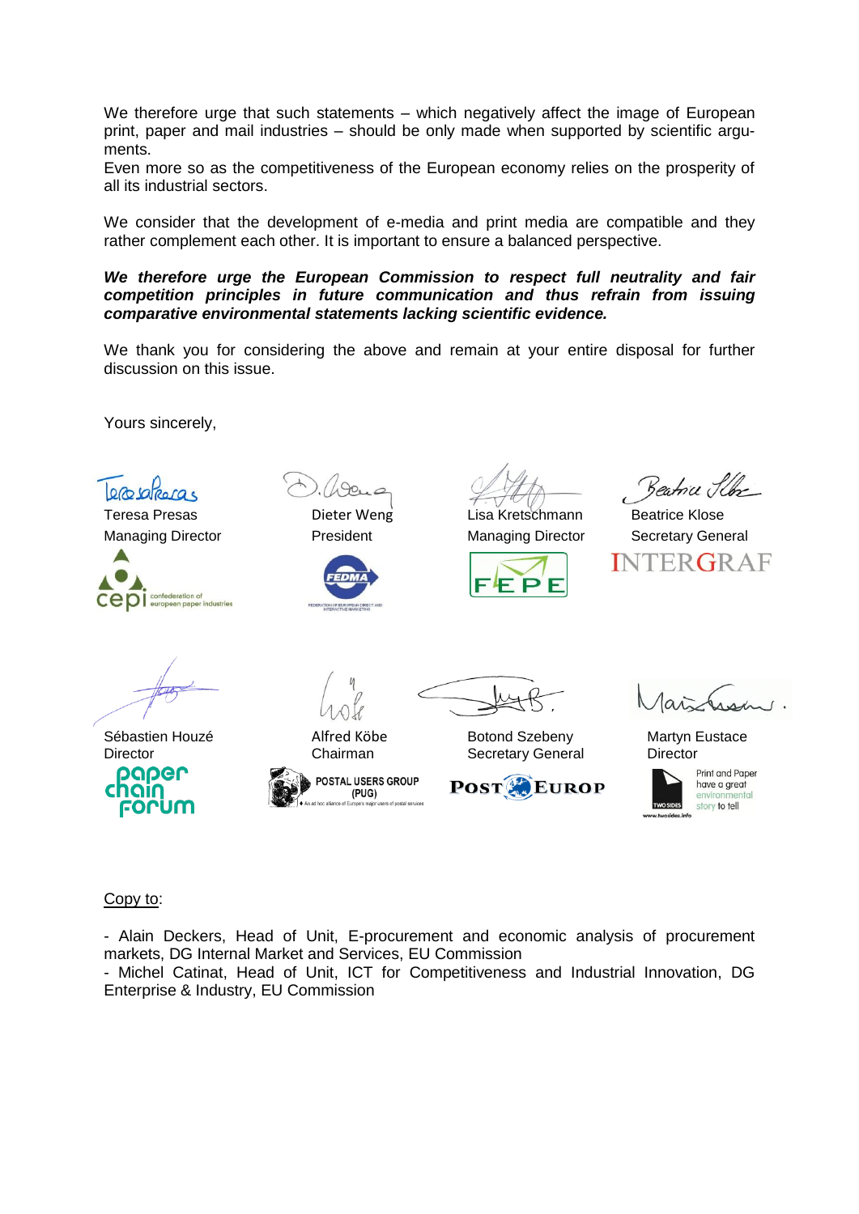We therefore urge that such statements – which negatively affect the image of European print, paper and mail industries – should be only made when supported by scientific arguments.
Even more so as the competitiveness of the European economy relies on the prosperity of all its industrial sectors.

We consider that the development of e-media and print media are compatible and they rather complement each other. It is important to ensure a balanced perspective.

***We therefore urge the European Commission to respect full neutrality and fair competition principles in future communication and thus refrain from issuing comparative environmental statements lacking scientific evidence.***

We thank you for considering the above and remain at your entire disposal for further discussion on this issue.

Yours sincerely,

Teresa Presas
Managing Director
cepi confederation of european paper industries

Dieter Weng
President
FEDMA

Lisa Kretschmann
Managing Director
FEPE

Beatrice Klose
Secretary General
INTERGRAF

Sébastien Houzé
Director
paper chain forum

Alfred Köbe
Chairman
POSTAL USERS GROUP (PUG)

Botond Szebeny
Secretary General
POSTEUROP

Martyn Eustace
Director
TWO SIDES – Print and Paper have a great environmental story to tell

Copy to:

- Alain Deckers, Head of Unit, E-procurement and economic analysis of procurement markets, DG Internal Market and Services, EU Commission
- Michel Catinat, Head of Unit, ICT for Competitiveness and Industrial Innovation, DG Enterprise & Industry, EU Commission